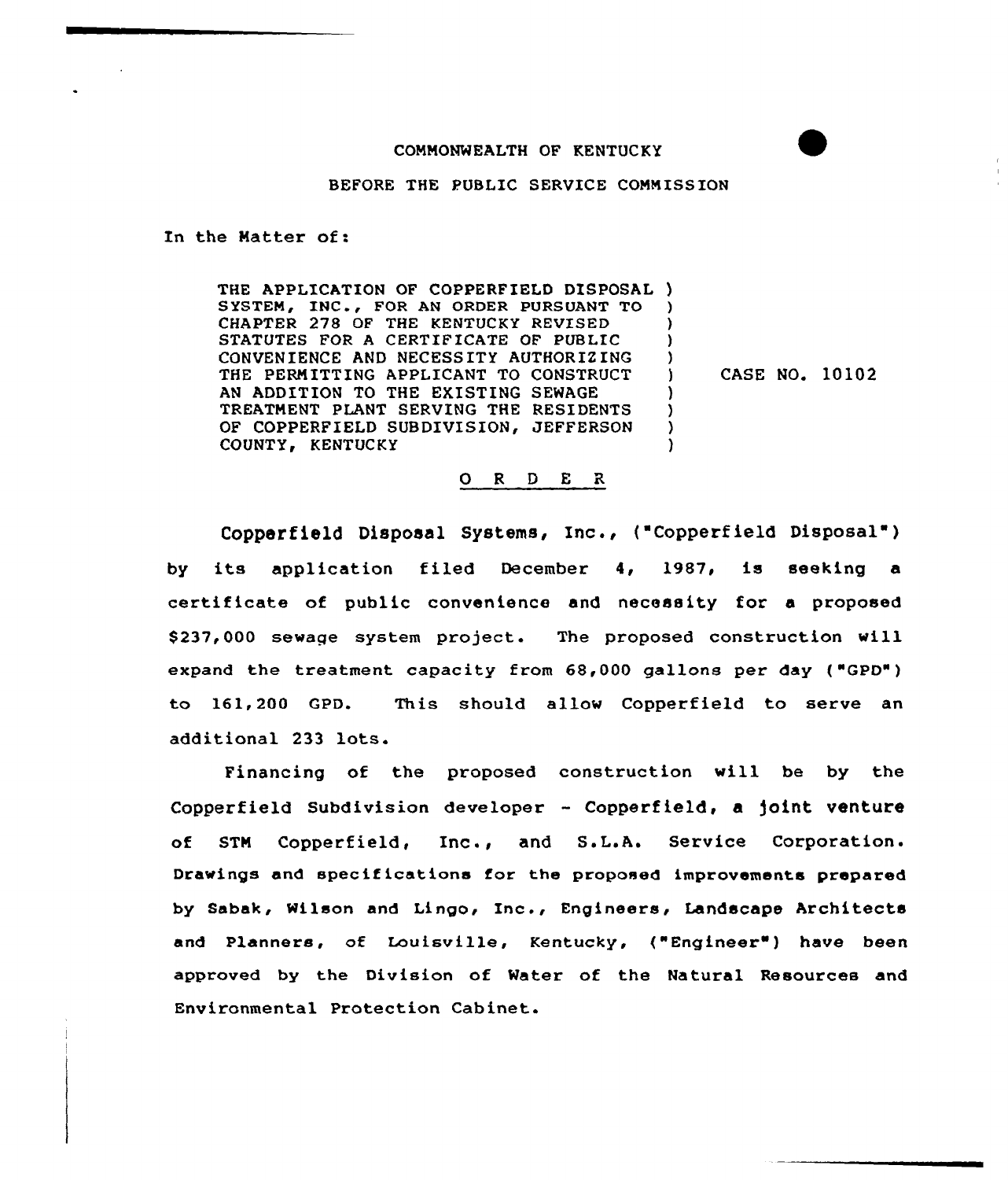COMMONWEALTH OF KENTUCKY

BEFORE THE PUBLIC SERVICE COMMISSION

In the Matter of:

| | | |
|---|---|---|
| THE APPLICATION OF COPPERFIELD DISPOSAL SYSTEM, INC., FOR AN ORDER PURSUANT TO CHAPTER 278 OF THE KENTUCKY REVISED STATUTES FOR A CERTIFICATE OF PUBLIC CONVENIENCE AND NECESSITY AUTHORIZING THE PERMITTING APPLICANT TO CONSTRUCT AN ADDITION TO THE EXISTING SEWAGE TREATMENT PLANT SERVING THE RESIDENTS OF COPPERFIELD SUBDIVISION, JEFFERSON COUNTY, KENTUCKY | ) | CASE NO. 10102 |

## O R D E R

Copperfield Disposal Systems, Inc., ("Copperfield Disposal") by its application filed December 4, 1987, is seeking a certificate of public convenience and necessity for a proposed $237,000 sewage system project. The proposed construction will expand the treatment capacity from 68,000 gallons per day ("GPD") to 161,200 GPD. This should allow Copperfield to serve an additional 233 lots.

Financing of the proposed construction will be by the Copperfield Subdivision developer - Copperfield, a joint venture of STM Copperfield, Inc., and S.L.A. Service Corporation. Drawings and specifications for the proposed improvements prepared by Sabak, Wilson and Lingo, Inc., Engineers, Landscape Architects and Planners, of Louisville, Kentucky, ("Engineer") have been approved by the Division of Water of the Natural Resources and Environmental Protection Cabinet.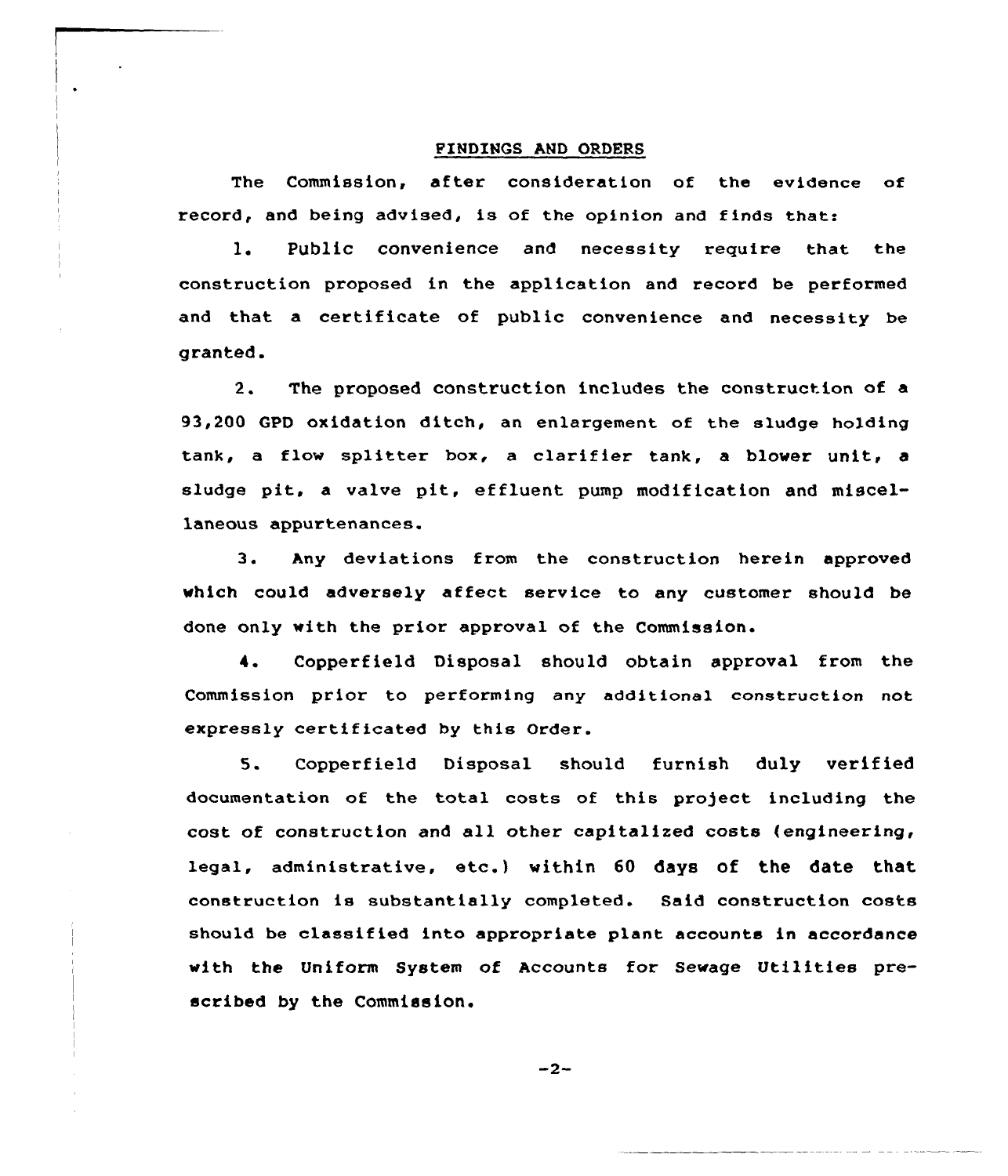## FINDINGS AND ORDERS

The Commission, after consideration of the evidence of record, and being advised, is of the opinion and finds that:

1. Public convenience and necessity require that the construction proposed in the application and record be performed and that a certificate of public convenience and necessity be granted.

2. The proposed construction includes the construction of a 93,200 GPD oxidation ditch, an enlargement of the sludge holding tank, a flow splitter box, a clarifier tank, a blower unit, a sludge pit, a valve pit, effluent pump modification and miscellaneous appurtenances.

3. Any deviations from the construction herein approved which could adversely affect service to any customer should be done only with the prior approval of the Commission.

4. Copperfield Disposal should obtain approval from the Commission prior to performing any additional construction not expressly certificated by this Order.

5. Copperfield Disposal should furnish duly verified documentation of the total costs of this project including the cost of construction and all other capitalized costs (engineering, legal, administrative, etc.) within 60 days of the date that construction is substantially completed. Said construction costs should be classified into appropriate plant accounts in accordance with the Uniform System of Accounts for Sewage Utilities prescribed by the Commission.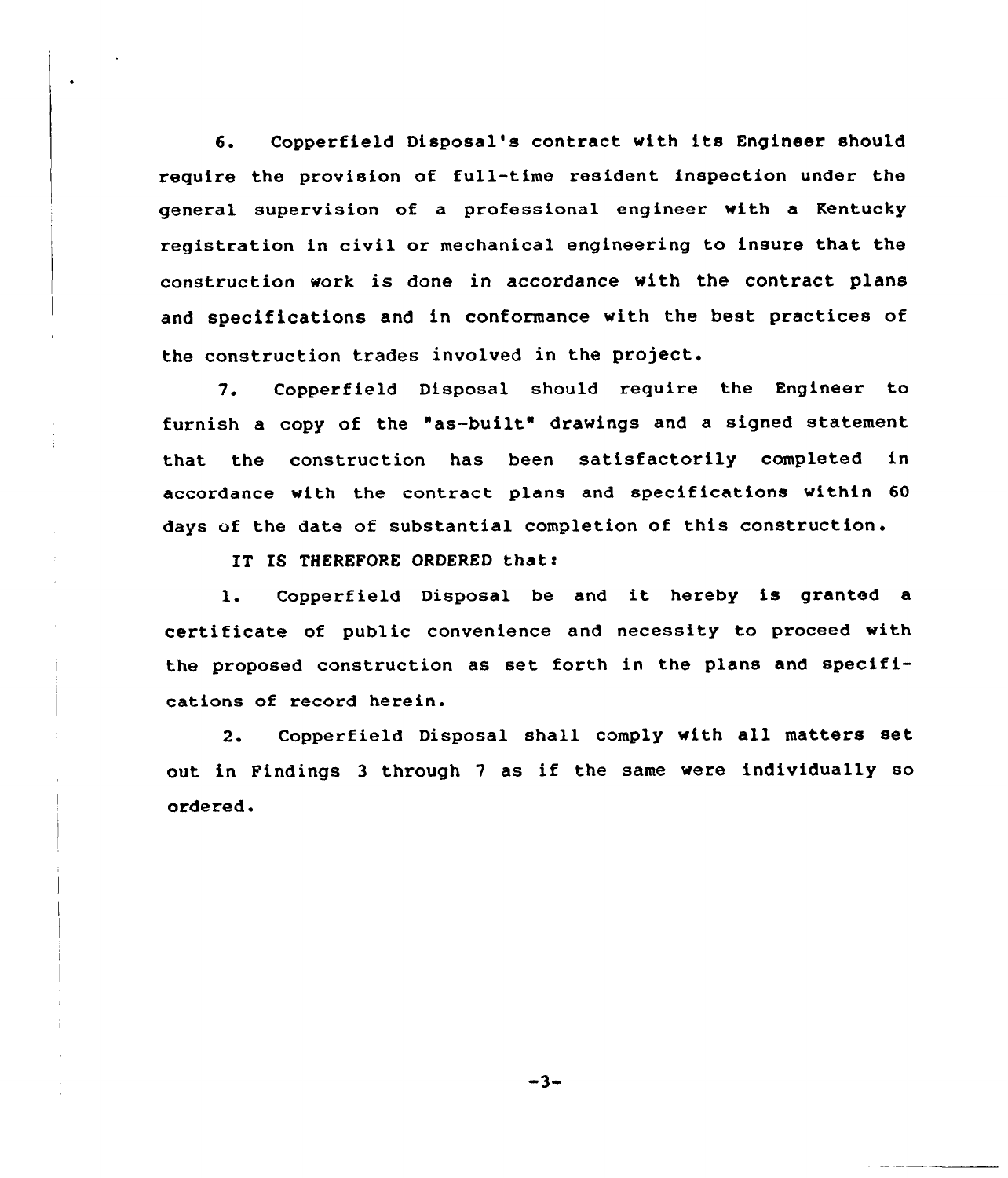6. Copperfield Disposal's contract with its Engineer should require the provision of full-time resident inspection under the general supervision of a professional engineer with a Kentucky registration in civil or mechanical engineering to insure that the construction work is done in accordance with the contract plans and specifications and in conformance with the best practices of the construction trades involved in the project.

7. Copperfield Disposal should require the Engineer to furnish a copy of the "as-built" drawings and a signed statement that the construction has been satisfactorily completed in accordance with the contract plans and specifications within 60 days of the date of substantial completion of this construction.

IT IS THEREFORE ORDERED that:

1. Copperfield Disposal be and it hereby is granted a certificate of public convenience and necessity to proceed with the proposed construction as set forth in the plans and specifications of record herein.

2. Copperfield Disposal shall comply with all matters set out in Findings 3 through 7 as if the same were individually so ordered.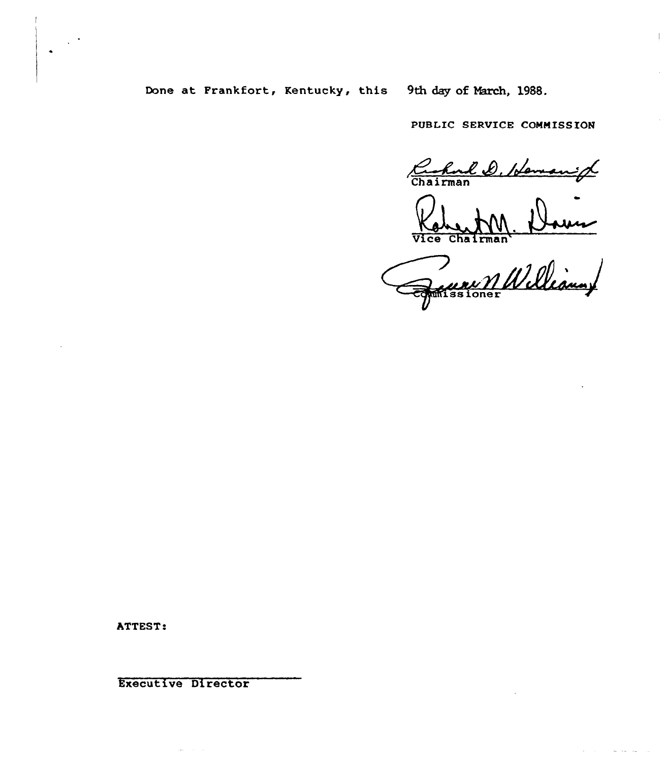Done at Frankfort, Kentucky, this 9th day of March, 1988.

PUBLIC SERVICE COMMISSION

Richard D. Hemanway
Chairman

Robert M. Davis
Vice Chairman

Julius N Williams
Commissioner

ATTEST:

Executive Director